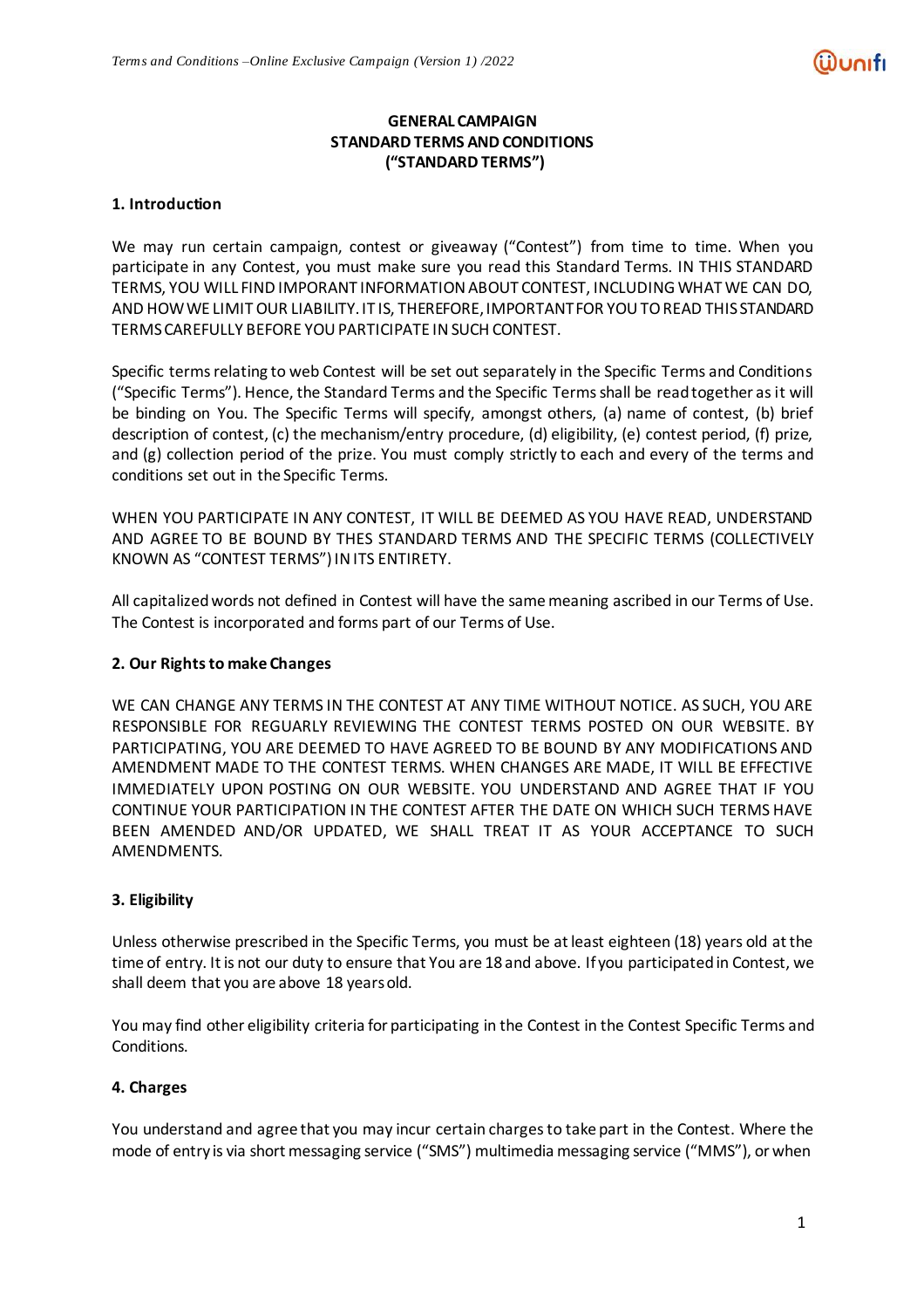**GENERAL CAMPAIGN**
**STANDARD TERMS AND CONDITIONS**
**("STANDARD TERMS")**

## 1. Introduction

We may run certain campaign, contest or giveaway ("Contest") from time to time. When you participate in any Contest, you must make sure you read this Standard Terms. IN THIS STANDARD TERMS, YOU WILL FIND IMPORANT INFORMATION ABOUT CONTEST, INCLUDING WHAT WE CAN DO, AND HOW WE LIMIT OUR LIABILITY. IT IS, THEREFORE, IMPORTANT FOR YOU TO READ THIS STANDARD TERMS CAREFULLY BEFORE YOU PARTICIPATE IN SUCH CONTEST.

Specific terms relating to web Contest will be set out separately in the Specific Terms and Conditions ("Specific Terms"). Hence, the Standard Terms and the Specific Terms shall be read together as it will be binding on You. The Specific Terms will specify, amongst others, (a) name of contest, (b) brief description of contest, (c) the mechanism/entry procedure, (d) eligibility, (e) contest period, (f) prize, and (g) collection period of the prize. You must comply strictly to each and every of the terms and conditions set out in the Specific Terms.

WHEN YOU PARTICIPATE IN ANY CONTEST, IT WILL BE DEEMED AS YOU HAVE READ, UNDERSTAND AND AGREE TO BE BOUND BY THES STANDARD TERMS AND THE SPECIFIC TERMS (COLLECTIVELY KNOWN AS "CONTEST TERMS") IN ITS ENTIRETY.

All capitalized words not defined in Contest will have the same meaning ascribed in our Terms of Use. The Contest is incorporated and forms part of our Terms of Use.

## 2. Our Rights to make Changes

WE CAN CHANGE ANY TERMS IN THE CONTEST AT ANY TIME WITHOUT NOTICE. AS SUCH, YOU ARE RESPONSIBLE FOR REGUARLY REVIEWING THE CONTEST TERMS POSTED ON OUR WEBSITE. BY PARTICIPATING, YOU ARE DEEMED TO HAVE AGREED TO BE BOUND BY ANY MODIFICATIONS AND AMENDMENT MADE TO THE CONTEST TERMS. WHEN CHANGES ARE MADE, IT WILL BE EFFECTIVE IMMEDIATELY UPON POSTING ON OUR WEBSITE. YOU UNDERSTAND AND AGREE THAT IF YOU CONTINUE YOUR PARTICIPATION IN THE CONTEST AFTER THE DATE ON WHICH SUCH TERMS HAVE BEEN AMENDED AND/OR UPDATED, WE SHALL TREAT IT AS YOUR ACCEPTANCE TO SUCH AMENDMENTS.

## 3. Eligibility

Unless otherwise prescribed in the Specific Terms, you must be at least eighteen (18) years old at the time of entry. It is not our duty to ensure that You are 18 and above. If you participated in Contest, we shall deem that you are above 18 years old.

You may find other eligibility criteria for participating in the Contest in the Contest Specific Terms and Conditions.

## 4. Charges

You understand and agree that you may incur certain charges to take part in the Contest. Where the mode of entry is via short messaging service ("SMS") multimedia messaging service ("MMS"), or when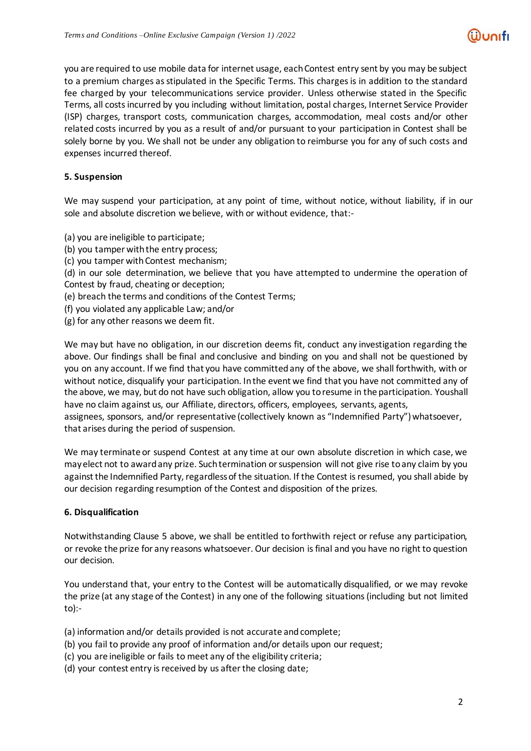you are required to use mobile data for internet usage, each Contest entry sent by you may be subject to a premium charges as stipulated in the Specific Terms. This charges is in addition to the standard fee charged by your telecommunications service provider. Unless otherwise stated in the Specific Terms, all costs incurred by you including without limitation, postal charges, Internet Service Provider (ISP) charges, transport costs, communication charges, accommodation, meal costs and/or other related costs incurred by you as a result of and/or pursuant to your participation in Contest shall be solely borne by you. We shall not be under any obligation to reimburse you for any of such costs and expenses incurred thereof.

**5. Suspension**

We may suspend your participation, at any point of time, without notice, without liability, if in our sole and absolute discretion we believe, with or without evidence, that:-

(a) you are ineligible to participate;
(b) you tamper with the entry process;
(c) you tamper with Contest mechanism;
(d) in our sole determination, we believe that you have attempted to undermine the operation of Contest by fraud, cheating or deception;
(e) breach the terms and conditions of the Contest Terms;
(f) you violated any applicable Law; and/or
(g) for any other reasons we deem fit.

We may but have no obligation, in our discretion deems fit, conduct any investigation regarding the above. Our findings shall be final and conclusive and binding on you and shall not be questioned by you on any account. If we find that you have committed any of the above, we shall forthwith, with or without notice, disqualify your participation. In the event we find that you have not committed any of the above, we may, but do not have such obligation, allow you to resume in the participation. Youshall have no claim against us, our Affiliate, directors, officers, employees, servants, agents, assignees, sponsors, and/or representative (collectively known as "Indemnified Party") whatsoever, that arises during the period of suspension.

We may terminate or suspend Contest at any time at our own absolute discretion in which case, we may elect not to award any prize. Such termination or suspension will not give rise to any claim by you against the Indemnified Party, regardless of the situation. If the Contest is resumed, you shall abide by our decision regarding resumption of the Contest and disposition of the prizes.

**6. Disqualification**

Notwithstanding Clause 5 above, we shall be entitled to forthwith reject or refuse any participation, or revoke the prize for any reasons whatsoever. Our decision is final and you have no right to question our decision.

You understand that, your entry to the Contest will be automatically disqualified, or we may revoke the prize (at any stage of the Contest) in any one of the following situations (including but not limited to):-

(a) information and/or details provided is not accurate and complete;
(b) you fail to provide any proof of information and/or details upon our request;
(c) you are ineligible or fails to meet any of the eligibility criteria;
(d) your contest entry is received by us after the closing date;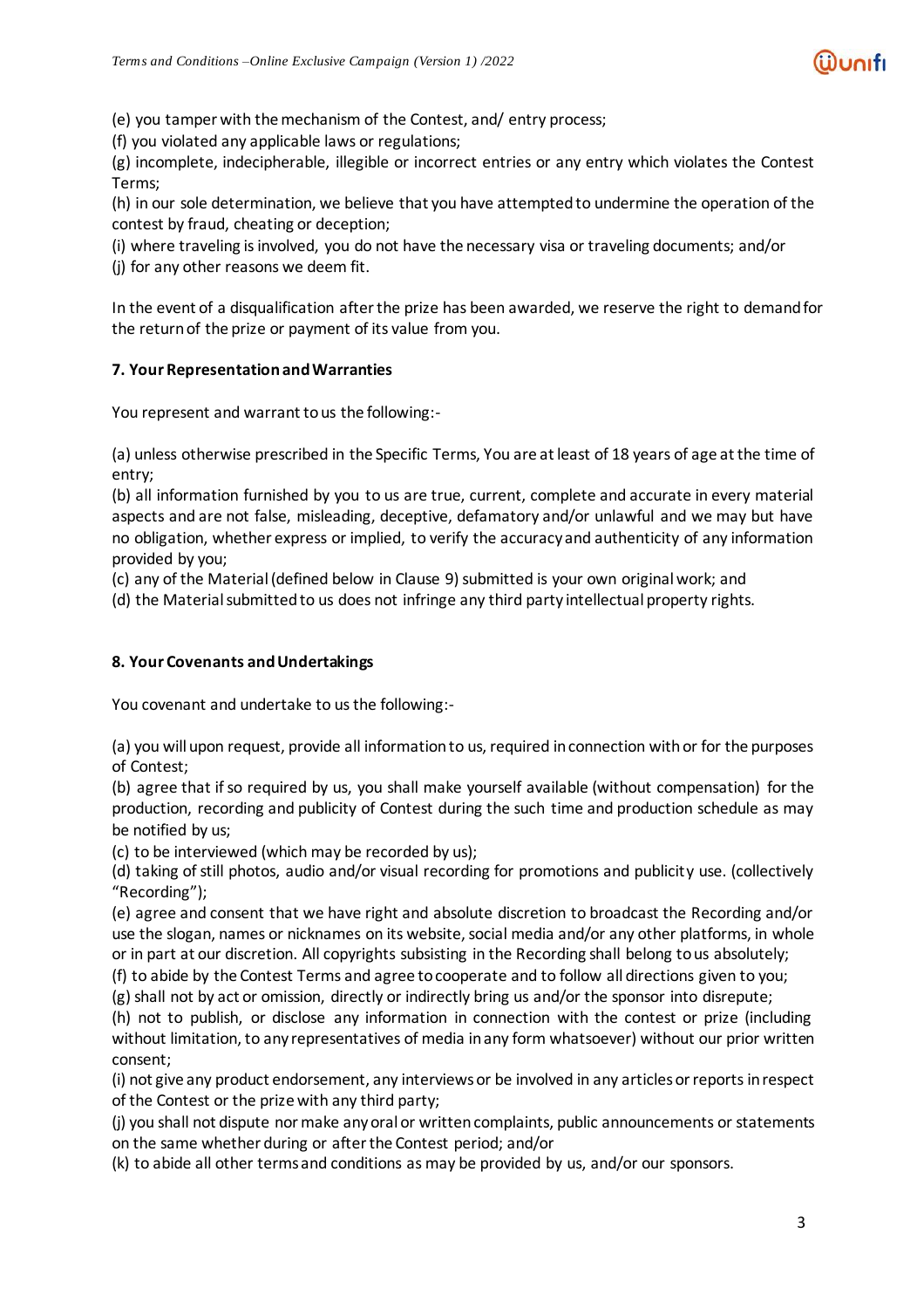(e) you tamper with the mechanism of the Contest, and/ entry process;
(f) you violated any applicable laws or regulations;
(g) incomplete, indecipherable, illegible or incorrect entries or any entry which violates the Contest Terms;
(h) in our sole determination, we believe that you have attempted to undermine the operation of the contest by fraud, cheating or deception;
(i) where traveling is involved, you do not have the necessary visa or traveling documents; and/or
(j) for any other reasons we deem fit.

In the event of a disqualification after the prize has been awarded, we reserve the right to demand for the return of the prize or payment of its value from you.

**7. Your Representation and Warranties**

You represent and warrant to us the following:-

(a) unless otherwise prescribed in the Specific Terms, You are at least of 18 years of age at the time of entry;
(b) all information furnished by you to us are true, current, complete and accurate in every material aspects and are not false, misleading, deceptive, defamatory and/or unlawful and we may but have no obligation, whether express or implied, to verify the accuracy and authenticity of any information provided by you;
(c) any of the Material (defined below in Clause 9) submitted is your own original work; and
(d) the Material submitted to us does not infringe any third party intellectual property rights.

**8. Your Covenants and Undertakings**

You covenant and undertake to us the following:-

(a) you will upon request, provide all information to us, required in connection with or for the purposes of Contest;
(b) agree that if so required by us, you shall make yourself available (without compensation) for the production, recording and publicity of Contest during the such time and production schedule as may be notified by us;
(c) to be interviewed (which may be recorded by us);
(d) taking of still photos, audio and/or visual recording for promotions and publicity use. (collectively "Recording");
(e) agree and consent that we have right and absolute discretion to broadcast the Recording and/or use the slogan, names or nicknames on its website, social media and/or any other platforms, in whole or in part at our discretion. All copyrights subsisting in the Recording shall belong to us absolutely;
(f) to abide by the Contest Terms and agree to cooperate and to follow all directions given to you;
(g) shall not by act or omission, directly or indirectly bring us and/or the sponsor into disrepute;
(h) not to publish, or disclose any information in connection with the contest or prize (including without limitation, to any representatives of media in any form whatsoever) without our prior written consent;
(i) not give any product endorsement, any interviews or be involved in any articles or reports in respect of the Contest or the prize with any third party;
(j) you shall not dispute nor make any oral or written complaints, public announcements or statements on the same whether during or after the Contest period; and/or
(k) to abide all other terms and conditions as may be provided by us, and/or our sponsors.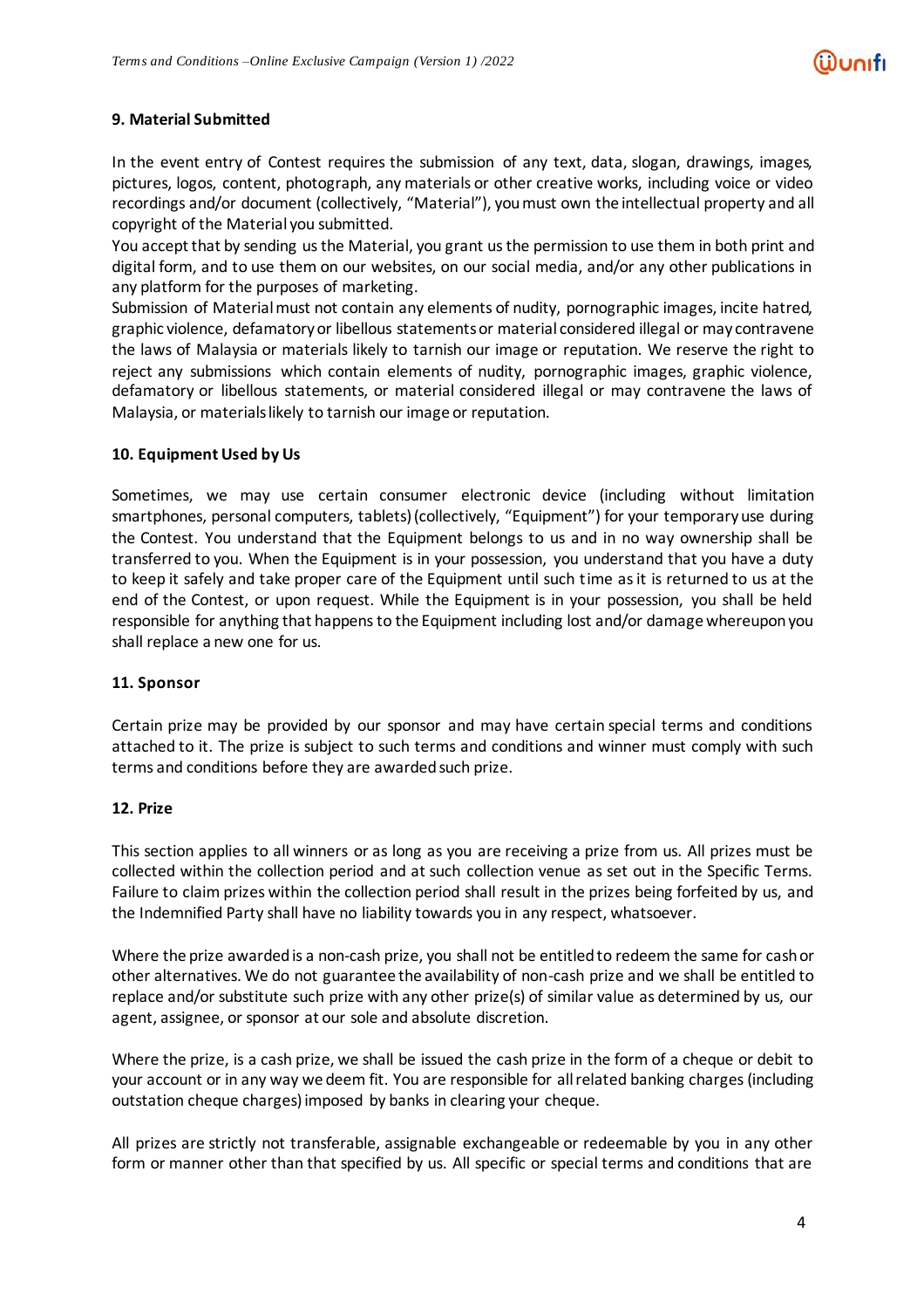**9. Material Submitted**

In the event entry of Contest requires the submission of any text, data, slogan, drawings, images, pictures, logos, content, photograph, any materials or other creative works, including voice or video recordings and/or document (collectively, "Material"), you must own the intellectual property and all copyright of the Material you submitted.

You accept that by sending us the Material, you grant us the permission to use them in both print and digital form, and to use them on our websites, on our social media, and/or any other publications in any platform for the purposes of marketing.

Submission of Material must not contain any elements of nudity, pornographic images, incite hatred, graphic violence, defamatory or libellous statements or material considered illegal or may contravene the laws of Malaysia or materials likely to tarnish our image or reputation. We reserve the right to reject any submissions which contain elements of nudity, pornographic images, graphic violence, defamatory or libellous statements, or material considered illegal or may contravene the laws of Malaysia, or materials likely to tarnish our image or reputation.

**10. Equipment Used by Us**

Sometimes, we may use certain consumer electronic device (including without limitation smartphones, personal computers, tablets) (collectively, "Equipment") for your temporary use during the Contest. You understand that the Equipment belongs to us and in no way ownership shall be transferred to you. When the Equipment is in your possession, you understand that you have a duty to keep it safely and take proper care of the Equipment until such time as it is returned to us at the end of the Contest, or upon request. While the Equipment is in your possession, you shall be held responsible for anything that happens to the Equipment including lost and/or damage whereupon you shall replace a new one for us.

**11. Sponsor**

Certain prize may be provided by our sponsor and may have certain special terms and conditions attached to it. The prize is subject to such terms and conditions and winner must comply with such terms and conditions before they are awarded such prize.

**12. Prize**

This section applies to all winners or as long as you are receiving a prize from us. All prizes must be collected within the collection period and at such collection venue as set out in the Specific Terms. Failure to claim prizes within the collection period shall result in the prizes being forfeited by us, and the Indemnified Party shall have no liability towards you in any respect, whatsoever.

Where the prize awarded is a non-cash prize, you shall not be entitled to redeem the same for cash or other alternatives. We do not guarantee the availability of non-cash prize and we shall be entitled to replace and/or substitute such prize with any other prize(s) of similar value as determined by us, our agent, assignee, or sponsor at our sole and absolute discretion.

Where the prize, is a cash prize, we shall be issued the cash prize in the form of a cheque or debit to your account or in any way we deem fit. You are responsible for all related banking charges (including outstation cheque charges) imposed by banks in clearing your cheque.

All prizes are strictly not transferable, assignable exchangeable or redeemable by you in any other form or manner other than that specified by us. All specific or special terms and conditions that are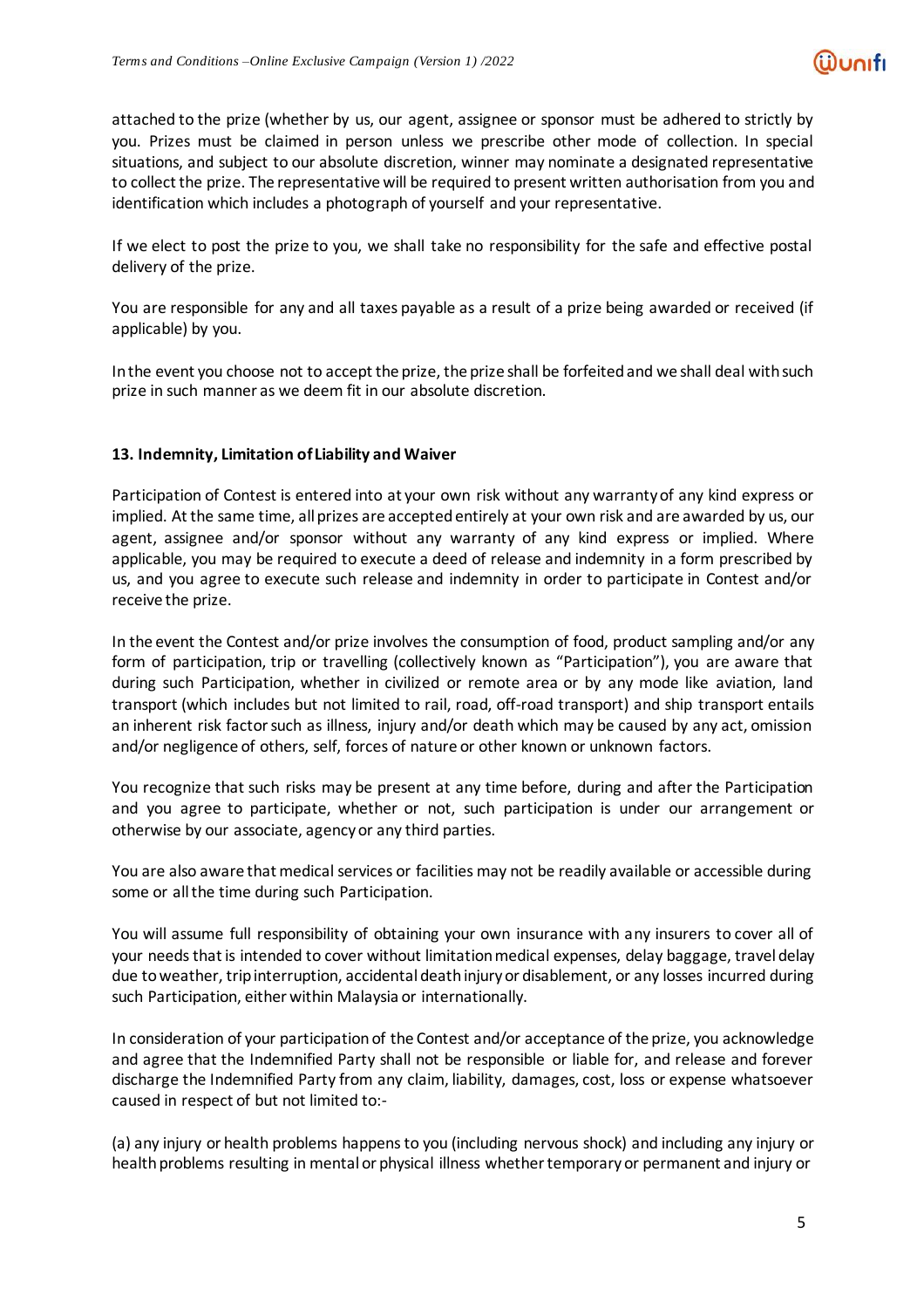attached to the prize (whether by us, our agent, assignee or sponsor must be adhered to strictly by you. Prizes must be claimed in person unless we prescribe other mode of collection. In special situations, and subject to our absolute discretion, winner may nominate a designated representative to collect the prize. The representative will be required to present written authorisation from you and identification which includes a photograph of yourself and your representative.

If we elect to post the prize to you, we shall take no responsibility for the safe and effective postal delivery of the prize.

You are responsible for any and all taxes payable as a result of a prize being awarded or received (if applicable) by you.

In the event you choose not to accept the prize, the prize shall be forfeited and we shall deal with such prize in such manner as we deem fit in our absolute discretion.

**13. Indemnity, Limitation of Liability and Waiver**

Participation of Contest is entered into at your own risk without any warranty of any kind express or implied. At the same time, all prizes are accepted entirely at your own risk and are awarded by us, our agent, assignee and/or sponsor without any warranty of any kind express or implied. Where applicable, you may be required to execute a deed of release and indemnity in a form prescribed by us, and you agree to execute such release and indemnity in order to participate in Contest and/or receive the prize.

In the event the Contest and/or prize involves the consumption of food, product sampling and/or any form of participation, trip or travelling (collectively known as "Participation"), you are aware that during such Participation, whether in civilized or remote area or by any mode like aviation, land transport (which includes but not limited to rail, road, off-road transport) and ship transport entails an inherent risk factor such as illness, injury and/or death which may be caused by any act, omission and/or negligence of others, self, forces of nature or other known or unknown factors.

You recognize that such risks may be present at any time before, during and after the Participation and you agree to participate, whether or not, such participation is under our arrangement or otherwise by our associate, agency or any third parties.

You are also aware that medical services or facilities may not be readily available or accessible during some or all the time during such Participation.

You will assume full responsibility of obtaining your own insurance with any insurers to cover all of your needs that is intended to cover without limitation medical expenses, delay baggage, travel delay due to weather, trip interruption, accidental death injury or disablement, or any losses incurred during such Participation, either within Malaysia or internationally.

In consideration of your participation of the Contest and/or acceptance of the prize, you acknowledge and agree that the Indemnified Party shall not be responsible or liable for, and release and forever discharge the Indemnified Party from any claim, liability, damages, cost, loss or expense whatsoever caused in respect of but not limited to:-

(a) any injury or health problems happens to you (including nervous shock) and including any injury or health problems resulting in mental or physical illness whether temporary or permanent and injury or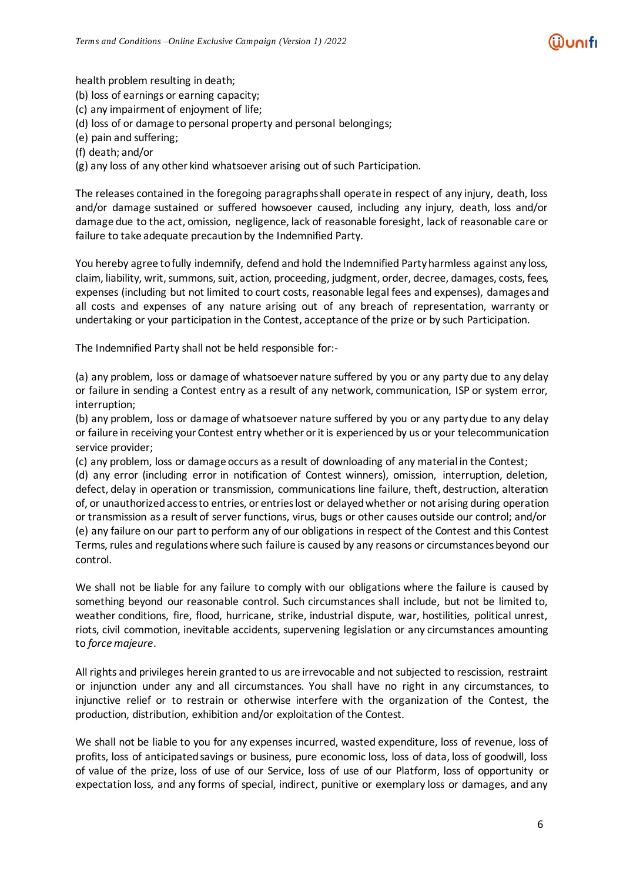health problem resulting in death;
(b) loss of earnings or earning capacity;
(c) any impairment of enjoyment of life;
(d) loss of or damage to personal property and personal belongings;
(e) pain and suffering;
(f) death; and/or
(g) any loss of any other kind whatsoever arising out of such Participation.

The releases contained in the foregoing paragraphs shall operate in respect of any injury, death, loss and/or damage sustained or suffered howsoever caused, including any injury, death, loss and/or damage due to the act, omission, negligence, lack of reasonable foresight, lack of reasonable care or failure to take adequate precaution by the Indemnified Party.

You hereby agree to fully indemnify, defend and hold the Indemnified Party harmless against any loss, claim, liability, writ, summons, suit, action, proceeding, judgment, order, decree, damages, costs, fees, expenses (including but not limited to court costs, reasonable legal fees and expenses), damages and all costs and expenses of any nature arising out of any breach of representation, warranty or undertaking or your participation in the Contest, acceptance of the prize or by such Participation.

The Indemnified Party shall not be held responsible for:-

(a) any problem, loss or damage of whatsoever nature suffered by you or any party due to any delay or failure in sending a Contest entry as a result of any network, communication, ISP or system error, interruption;
(b) any problem, loss or damage of whatsoever nature suffered by you or any party due to any delay or failure in receiving your Contest entry whether or it is experienced by us or your telecommunication service provider;
(c) any problem, loss or damage occurs as a result of downloading of any material in the Contest;
(d) any error (including error in notification of Contest winners), omission, interruption, deletion, defect, delay in operation or transmission, communications line failure, theft, destruction, alteration of, or unauthorized access to entries, or entries lost or delayed whether or not arising during operation or transmission as a result of server functions, virus, bugs or other causes outside our control; and/or
(e) any failure on our part to perform any of our obligations in respect of the Contest and this Contest Terms, rules and regulations where such failure is caused by any reasons or circumstances beyond our control.

We shall not be liable for any failure to comply with our obligations where the failure is caused by something beyond our reasonable control. Such circumstances shall include, but not be limited to, weather conditions, fire, flood, hurricane, strike, industrial dispute, war, hostilities, political unrest, riots, civil commotion, inevitable accidents, supervening legislation or any circumstances amounting to *force majeure*.

All rights and privileges herein granted to us are irrevocable and not subjected to rescission, restraint or injunction under any and all circumstances. You shall have no right in any circumstances, to injunctive relief or to restrain or otherwise interfere with the organization of the Contest, the production, distribution, exhibition and/or exploitation of the Contest.

We shall not be liable to you for any expenses incurred, wasted expenditure, loss of revenue, loss of profits, loss of anticipated savings or business, pure economic loss, loss of data, loss of goodwill, loss of value of the prize, loss of use of our Service, loss of use of our Platform, loss of opportunity or expectation loss, and any forms of special, indirect, punitive or exemplary loss or damages, and any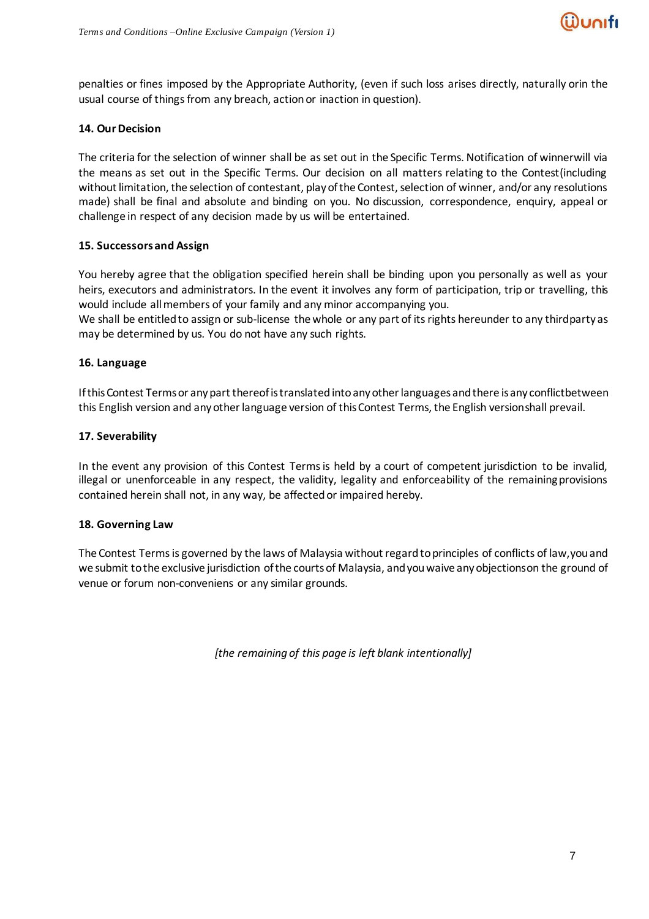penalties or fines imposed by the Appropriate Authority, (even if such loss arises directly, naturally orin the usual course of things from any breach, action or inaction in question).

**14. Our Decision**

The criteria for the selection of winner shall be as set out in the Specific Terms. Notification of winnerwill via the means as set out in the Specific Terms. Our decision on all matters relating to the Contest(including without limitation, the selection of contestant, play of the Contest, selection of winner, and/or any resolutions made) shall be final and absolute and binding on you. No discussion, correspondence, enquiry, appeal or challenge in respect of any decision made by us will be entertained.

**15. Successors and Assign**

You hereby agree that the obligation specified herein shall be binding upon you personally as well as your heirs, executors and administrators. In the event it involves any form of participation, trip or travelling, this would include all members of your family and any minor accompanying you.
We shall be entitled to assign or sub-license the whole or any part of its rights hereunder to any thirdparty as may be determined by us. You do not have any such rights.

**16. Language**

If this Contest Terms or any part thereof is translated into any other languages and there is any conflictbetween this English version and any other language version of this Contest Terms, the English versionshall prevail.

**17. Severability**

In the event any provision of this Contest Terms is held by a court of competent jurisdiction to be invalid, illegal or unenforceable in any respect, the validity, legality and enforceability of the remaining provisions contained herein shall not, in any way, be affected or impaired hereby.

**18. Governing Law**

The Contest Terms is governed by the laws of Malaysia without regard to principles of conflicts of law, you and we submit to the exclusive jurisdiction of the courts of Malaysia, and you waive any objectionson the ground of venue or forum non-conveniens or any similar grounds.

*[the remaining of this page is left blank intentionally]*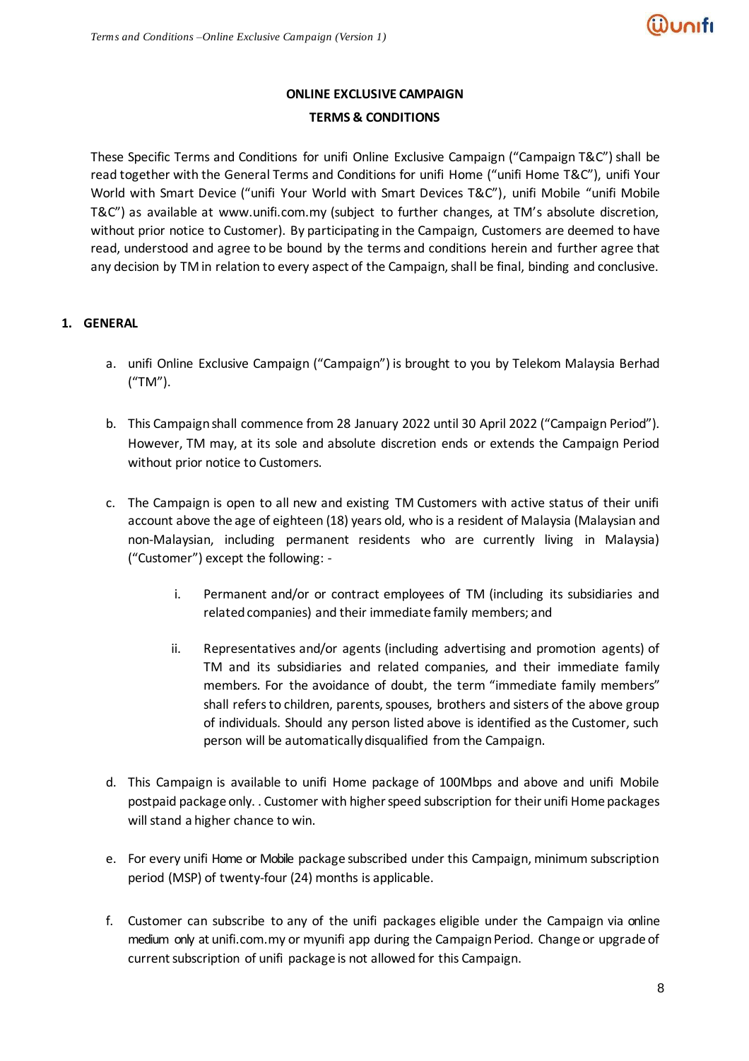**ONLINE EXCLUSIVE CAMPAIGN**

**TERMS & CONDITIONS**

These Specific Terms and Conditions for unifi Online Exclusive Campaign ("Campaign T&C") shall be read together with the General Terms and Conditions for unifi Home ("unifi Home T&C"), unifi Your World with Smart Device ("unifi Your World with Smart Devices T&C"), unifi Mobile "unifi Mobile T&C") as available at www.unifi.com.my (subject to further changes, at TM's absolute discretion, without prior notice to Customer). By participating in the Campaign, Customers are deemed to have read, understood and agree to be bound by the terms and conditions herein and further agree that any decision by TM in relation to every aspect of the Campaign, shall be final, binding and conclusive.

## 1. GENERAL

a. unifi Online Exclusive Campaign ("Campaign") is brought to you by Telekom Malaysia Berhad ("TM").

b. This Campaign shall commence from 28 January 2022 until 30 April 2022 ("Campaign Period"). However, TM may, at its sole and absolute discretion ends or extends the Campaign Period without prior notice to Customers.

c. The Campaign is open to all new and existing TM Customers with active status of their unifi account above the age of eighteen (18) years old, who is a resident of Malaysia (Malaysian and non-Malaysian, including permanent residents who are currently living in Malaysia) ("Customer") except the following: -

   i. Permanent and/or or contract employees of TM (including its subsidiaries and related companies) and their immediate family members; and

   ii. Representatives and/or agents (including advertising and promotion agents) of TM and its subsidiaries and related companies, and their immediate family members. For the avoidance of doubt, the term "immediate family members" shall refers to children, parents, spouses, brothers and sisters of the above group of individuals. Should any person listed above is identified as the Customer, such person will be automatically disqualified from the Campaign.

d. This Campaign is available to unifi Home package of 100Mbps and above and unifi Mobile postpaid package only. . Customer with higher speed subscription for their unifi Home packages will stand a higher chance to win.

e. For every unifi Home or Mobile package subscribed under this Campaign, minimum subscription period (MSP) of twenty-four (24) months is applicable.

f. Customer can subscribe to any of the unifi packages eligible under the Campaign via online medium only at unifi.com.my or myunifi app during the Campaign Period. Change or upgrade of current subscription of unifi package is not allowed for this Campaign.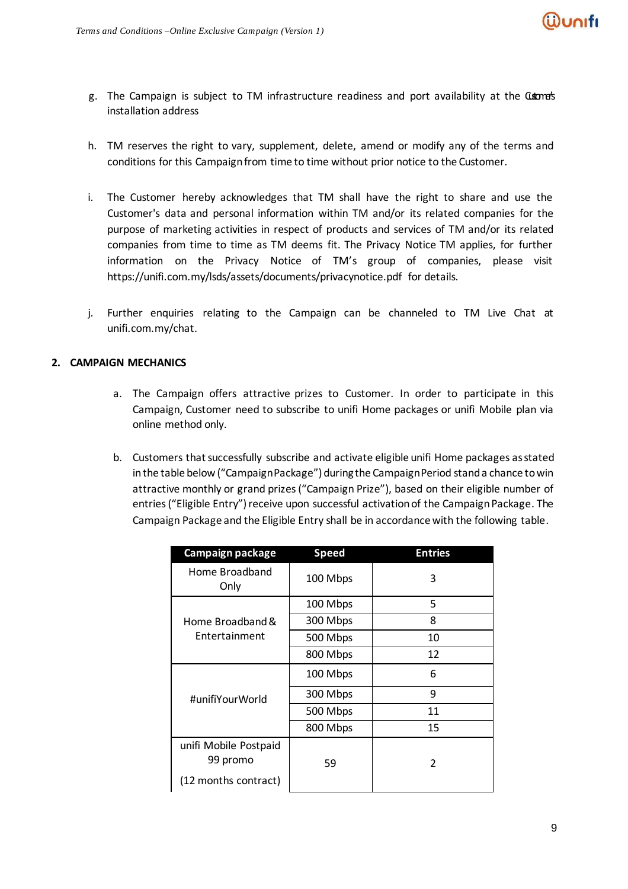g. The Campaign is subject to TM infrastructure readiness and port availability at the Customer's installation address

h. TM reserves the right to vary, supplement, delete, amend or modify any of the terms and conditions for this Campaign from time to time without prior notice to the Customer.

i. The Customer hereby acknowledges that TM shall have the right to share and use the Customer's data and personal information within TM and/or its related companies for the purpose of marketing activities in respect of products and services of TM and/or its related companies from time to time as TM deems fit. The Privacy Notice TM applies, for further information on the Privacy Notice of TM's group of companies, please visit https://unifi.com.my/lsds/assets/documents/privacynotice.pdf for details.

j. Further enquiries relating to the Campaign can be channeled to TM Live Chat at unifi.com.my/chat.

## 2. CAMPAIGN MECHANICS

a. The Campaign offers attractive prizes to Customer. In order to participate in this Campaign, Customer need to subscribe to unifi Home packages or unifi Mobile plan via online method only.

b. Customers that successfully subscribe and activate eligible unifi Home packages as stated in the table below ("Campaign Package") during the Campaign Period stand a chance to win attractive monthly or grand prizes ("Campaign Prize"), based on their eligible number of entries ("Eligible Entry") receive upon successful activation of the Campaign Package. The Campaign Package and the Eligible Entry shall be in accordance with the following table.

| Campaign package | Speed | Entries |
|---|---|---|
| Home Broadband Only | 100 Mbps | 3 |
| Home Broadband & Entertainment | 100 Mbps | 5 |
| | 300 Mbps | 8 |
| | 500 Mbps | 10 |
| | 800 Mbps | 12 |
| #unifiYourWorld | 100 Mbps | 6 |
| | 300 Mbps | 9 |
| | 500 Mbps | 11 |
| | 800 Mbps | 15 |
| unifi Mobile Postpaid 99 promo (12 months contract) | 59 | 2 |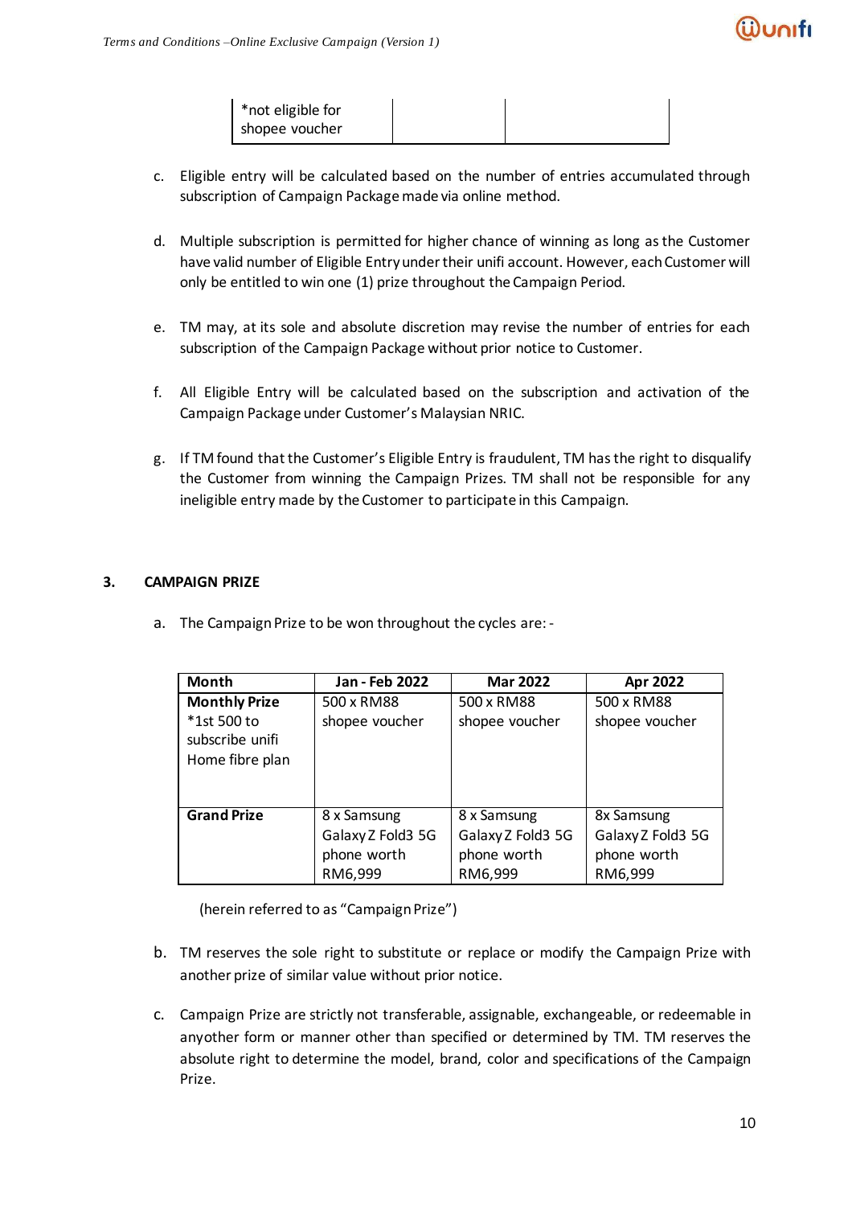| *not eligible for shopee voucher | | |
|---|---|---|

c. Eligible entry will be calculated based on the number of entries accumulated through subscription of Campaign Package made via online method.

d. Multiple subscription is permitted for higher chance of winning as long as the Customer have valid number of Eligible Entry under their unifi account. However, each Customer will only be entitled to win one (1) prize throughout the Campaign Period.

e. TM may, at its sole and absolute discretion may revise the number of entries for each subscription of the Campaign Package without prior notice to Customer.

f. All Eligible Entry will be calculated based on the subscription and activation of the Campaign Package under Customer's Malaysian NRIC.

g. If TM found that the Customer's Eligible Entry is fraudulent, TM has the right to disqualify the Customer from winning the Campaign Prizes. TM shall not be responsible for any ineligible entry made by the Customer to participate in this Campaign.

## 3. CAMPAIGN PRIZE

a. The Campaign Prize to be won throughout the cycles are: -

| Month | Jan - Feb 2022 | Mar 2022 | Apr 2022 |
|---|---|---|---|
| **Monthly Prize** *1st 500 to subscribe unifi Home fibre plan | 500 x RM88 shopee voucher | 500 x RM88 shopee voucher | 500 x RM88 shopee voucher |
| **Grand Prize** | 8 x Samsung Galaxy Z Fold3 5G phone worth RM6,999 | 8 x Samsung Galaxy Z Fold3 5G phone worth RM6,999 | 8x Samsung Galaxy Z Fold3 5G phone worth RM6,999 |

(herein referred to as "Campaign Prize")

b. TM reserves the sole right to substitute or replace or modify the Campaign Prize with another prize of similar value without prior notice.

c. Campaign Prize are strictly not transferable, assignable, exchangeable, or redeemable in anyother form or manner other than specified or determined by TM. TM reserves the absolute right to determine the model, brand, color and specifications of the Campaign Prize.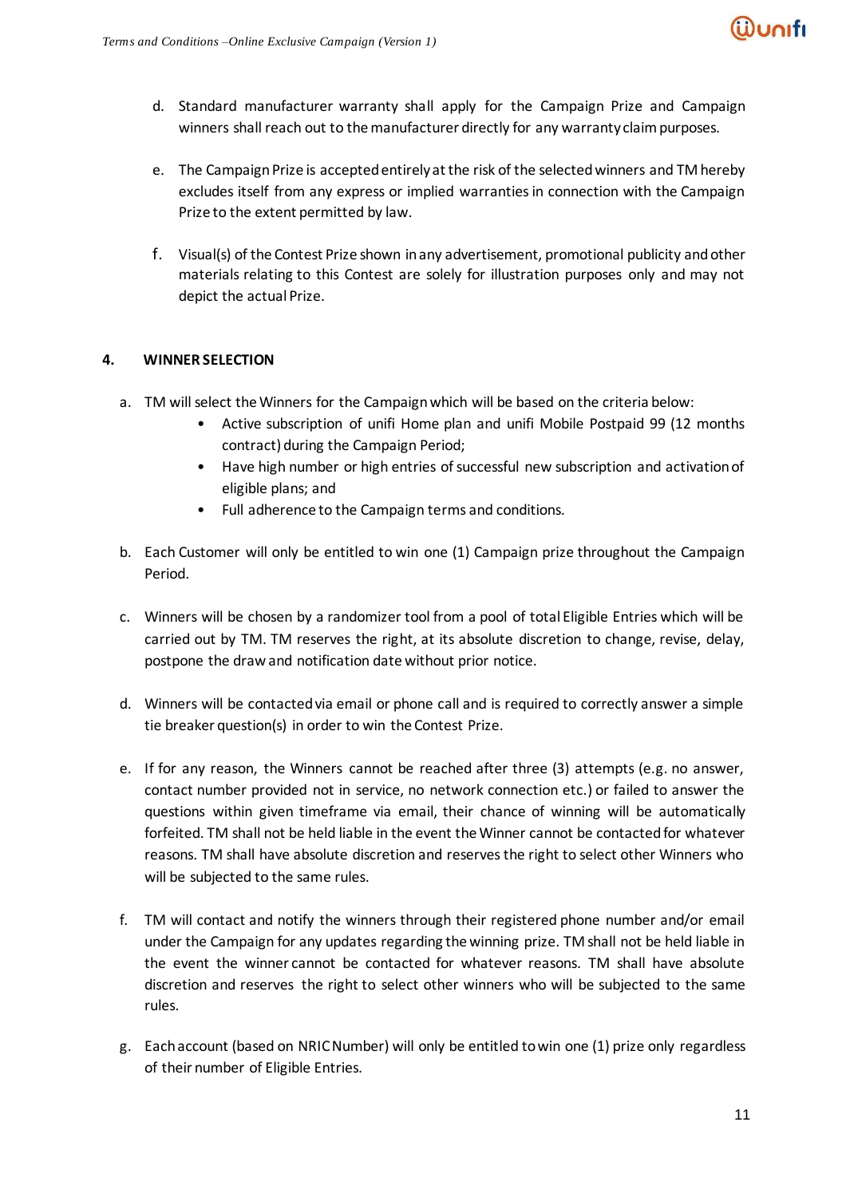d. Standard manufacturer warranty shall apply for the Campaign Prize and Campaign winners shall reach out to the manufacturer directly for any warranty claim purposes.

e. The Campaign Prize is accepted entirely at the risk of the selected winners and TM hereby excludes itself from any express or implied warranties in connection with the Campaign Prize to the extent permitted by law.

f. Visual(s) of the Contest Prize shown in any advertisement, promotional publicity and other materials relating to this Contest are solely for illustration purposes only and may not depict the actual Prize.

## 4. WINNER SELECTION

a. TM will select the Winners for the Campaign which will be based on the criteria below:
   - Active subscription of unifi Home plan and unifi Mobile Postpaid 99 (12 months contract) during the Campaign Period;
   - Have high number or high entries of successful new subscription and activation of eligible plans; and
   - Full adherence to the Campaign terms and conditions.

b. Each Customer will only be entitled to win one (1) Campaign prize throughout the Campaign Period.

c. Winners will be chosen by a randomizer tool from a pool of total Eligible Entries which will be carried out by TM. TM reserves the right, at its absolute discretion to change, revise, delay, postpone the draw and notification date without prior notice.

d. Winners will be contacted via email or phone call and is required to correctly answer a simple tie breaker question(s) in order to win the Contest Prize.

e. If for any reason, the Winners cannot be reached after three (3) attempts (e.g. no answer, contact number provided not in service, no network connection etc.) or failed to answer the questions within given timeframe via email, their chance of winning will be automatically forfeited. TM shall not be held liable in the event the Winner cannot be contacted for whatever reasons. TM shall have absolute discretion and reserves the right to select other Winners who will be subjected to the same rules.

f. TM will contact and notify the winners through their registered phone number and/or email under the Campaign for any updates regarding the winning prize. TM shall not be held liable in the event the winner cannot be contacted for whatever reasons. TM shall have absolute discretion and reserves the right to select other winners who will be subjected to the same rules.

g. Each account (based on NRIC Number) will only be entitled to win one (1) prize only regardless of their number of Eligible Entries.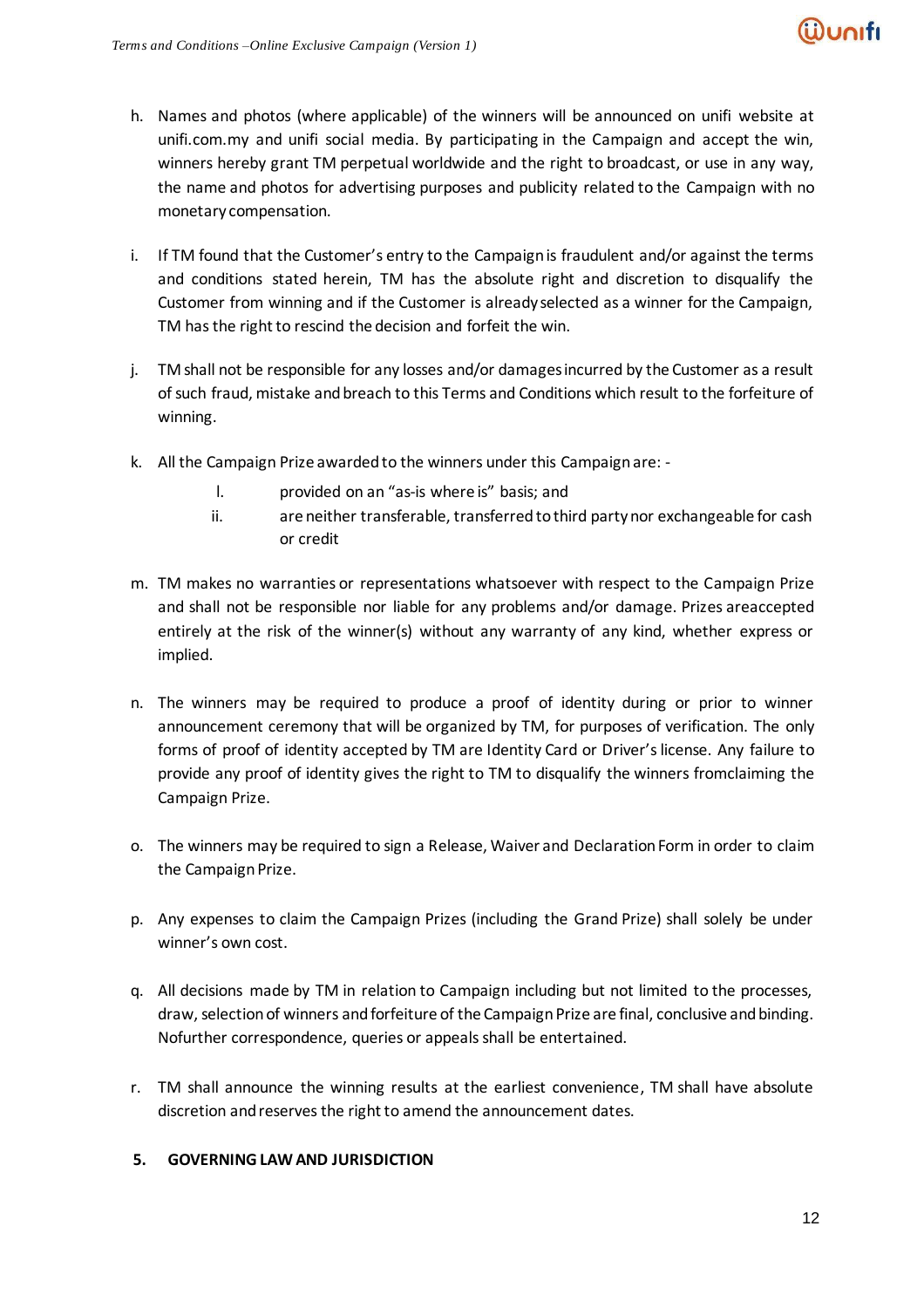h. Names and photos (where applicable) of the winners will be announced on unifi website at unifi.com.my and unifi social media. By participating in the Campaign and accept the win, winners hereby grant TM perpetual worldwide and the right to broadcast, or use in any way, the name and photos for advertising purposes and publicity related to the Campaign with no monetary compensation.

i. If TM found that the Customer's entry to the Campaign is fraudulent and/or against the terms and conditions stated herein, TM has the absolute right and discretion to disqualify the Customer from winning and if the Customer is already selected as a winner for the Campaign, TM has the right to rescind the decision and forfeit the win.

j. TM shall not be responsible for any losses and/or damages incurred by the Customer as a result of such fraud, mistake and breach to this Terms and Conditions which result to the forfeiture of winning.

k. All the Campaign Prize awarded to the winners under this Campaign are: -

   I. provided on an "as-is where is" basis; and

   ii. are neither transferable, transferred to third party nor exchangeable for cash or credit

m. TM makes no warranties or representations whatsoever with respect to the Campaign Prize and shall not be responsible nor liable for any problems and/or damage. Prizes areaccepted entirely at the risk of the winner(s) without any warranty of any kind, whether express or implied.

n. The winners may be required to produce a proof of identity during or prior to winner announcement ceremony that will be organized by TM, for purposes of verification. The only forms of proof of identity accepted by TM are Identity Card or Driver's license. Any failure to provide any proof of identity gives the right to TM to disqualify the winners fromclaiming the Campaign Prize.

o. The winners may be required to sign a Release, Waiver and Declaration Form in order to claim the Campaign Prize.

p. Any expenses to claim the Campaign Prizes (including the Grand Prize) shall solely be under winner's own cost.

q. All decisions made by TM in relation to Campaign including but not limited to the processes, draw, selection of winners and forfeiture of the Campaign Prize are final, conclusive and binding. Nofurther correspondence, queries or appeals shall be entertained.

r. TM shall announce the winning results at the earliest convenience, TM shall have absolute discretion and reserves the right to amend the announcement dates.

## 5. GOVERNING LAW AND JURISDICTION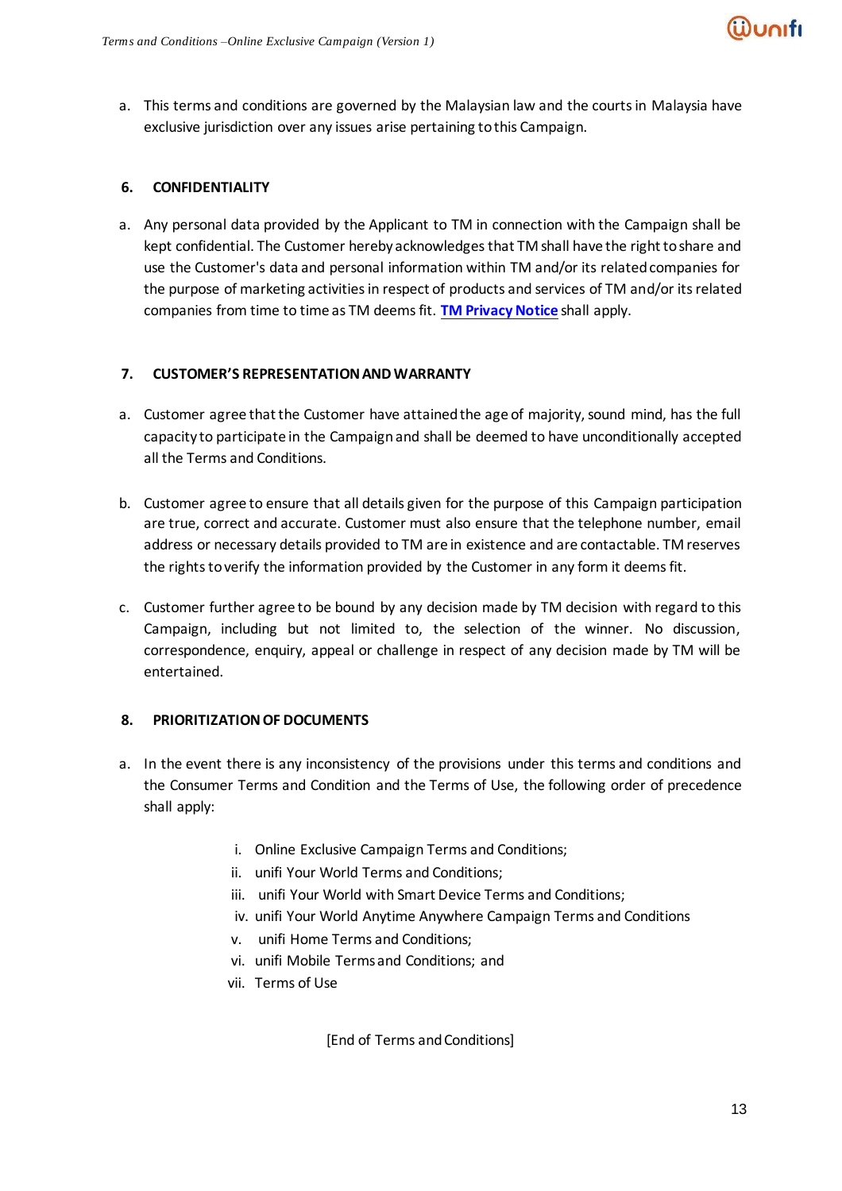a. This terms and conditions are governed by the Malaysian law and the courts in Malaysia have exclusive jurisdiction over any issues arise pertaining to this Campaign.

## 6. CONFIDENTIALITY

a. Any personal data provided by the Applicant to TM in connection with the Campaign shall be kept confidential. The Customer hereby acknowledges that TM shall have the right to share and use the Customer's data and personal information within TM and/or its related companies for the purpose of marketing activities in respect of products and services of TM and/or its related companies from time to time as TM deems fit. **TM Privacy Notice** shall apply.

## 7. CUSTOMER'S REPRESENTATION AND WARRANTY

a. Customer agree that the Customer have attained the age of majority, sound mind, has the full capacity to participate in the Campaign and shall be deemed to have unconditionally accepted all the Terms and Conditions.

b. Customer agree to ensure that all details given for the purpose of this Campaign participation are true, correct and accurate. Customer must also ensure that the telephone number, email address or necessary details provided to TM are in existence and are contactable. TM reserves the rights to verify the information provided by the Customer in any form it deems fit.

c. Customer further agree to be bound by any decision made by TM decision with regard to this Campaign, including but not limited to, the selection of the winner. No discussion, correspondence, enquiry, appeal or challenge in respect of any decision made by TM will be entertained.

## 8. PRIORITIZATION OF DOCUMENTS

a. In the event there is any inconsistency of the provisions under this terms and conditions and the Consumer Terms and Condition and the Terms of Use, the following order of precedence shall apply:

   i. Online Exclusive Campaign Terms and Conditions;
   ii. unifi Your World Terms and Conditions;
   iii. unifi Your World with Smart Device Terms and Conditions;
   iv. unifi Your World Anytime Anywhere Campaign Terms and Conditions
   v. unifi Home Terms and Conditions;
   vi. unifi Mobile Terms and Conditions; and
   vii. Terms of Use

[End of Terms and Conditions]